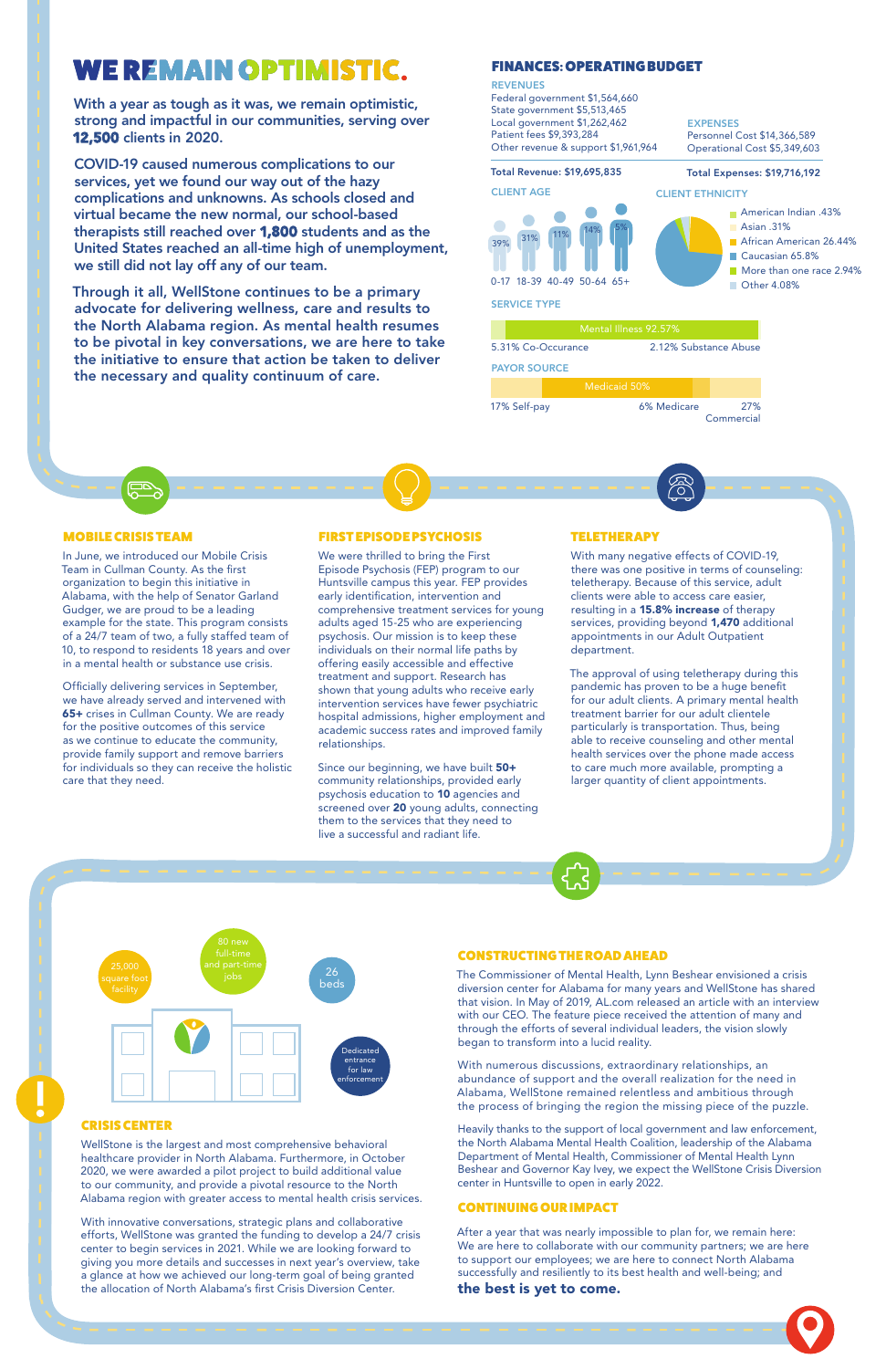# WE REMAIN OPTIMISTIC.

With a year as tough as it was, we remain optimistic, strong and impactful in our communities, serving over **12,500** clients in 2020.

COVID-19 caused numerous complications to our services, yet we found our way out of the hazy complications and unknowns. As schools closed and virtual became the new normal, our school-based therapists still reached over **1,800** students and as the United States reached an all-time high of unemployment, we still did not lay off any of our team.

Through it all, WellStone continues to be a primary advocate for delivering wellness, care and results to the North Alabama region. As mental health resumes to be pivotal in key conversations, we are here to take the initiative to ensure that action be taken to deliver the necessary and quality continuum of care.

## FINANCES: OPERATING BUDGET

**REVENUES**

- Federal government $1,564,660
- State government $5,513,465
- Local government $1,262,462
- Patient fees $9,393,284
- Other revenue & support $1,961,964

**Total Revenue: $19,695,835**

**EXPENSES**

- Personnel Cost $14,366,589
- Operational Cost $5,349,603

**Total Expenses: $19,716,192**

**CLIENT AGE**

| 0-17 | 18-39 | 40-49 | 50-64 | 65+ |
|---|---|---|---|---|
| 39% | 31% | 11% | 14% | 5% |

**CLIENT ETHNICITY**

- American Indian .43%
- Asian .31%
- African American 26.44%
- Caucasian 65.8%
- More than one race 2.94%
- Other 4.08%

**SERVICE TYPE**

- Mental Illness 92.57%
- 5.31% Co-Occurance
- 2.12% Substance Abuse

**PAYOR SOURCE**

- Medicaid 50%
- 17% Self-pay
- 6% Medicare
- 27% Commercial

## MOBILE CRISIS TEAM

In June, we introduced our Mobile Crisis Team in Cullman County. As the first organization to begin this initiative in Alabama, with the help of Senator Garland Gudger, we are proud to be a leading example for the state. This program consists of a 24/7 team of two, a fully staffed team of 10, to respond to residents 18 years and over in a mental health or substance use crisis.

Officially delivering services in September, we have already served and intervened with **65+** crises in Cullman County. We are ready for the positive outcomes of this service as we continue to educate the community, provide family support and remove barriers for individuals so they can receive the holistic care that they need.

## FIRST EPISODE PSYCHOSIS

We were thrilled to bring the First Episode Psychosis (FEP) program to our Huntsville campus this year. FEP provides early identification, intervention and comprehensive treatment services for young adults aged 15-25 who are experiencing psychosis. Our mission is to keep these individuals on their normal life paths by offering easily accessible and effective treatment and support. Research has shown that young adults who receive early intervention services have fewer psychiatric hospital admissions, higher employment and academic success rates and improved family relationships.

Since our beginning, we have built **50+** community relationships, provided early psychosis education to **10** agencies and screened over **20** young adults, connecting them to the services that they need to live a successful and radiant life.

## TELETHERAPY

With many negative effects of COVID-19, there was one positive in terms of counseling: teletherapy. Because of this service, adult clients were able to access care easier, resulting in a **15.8% increase** of therapy services, providing beyond **1,470** additional appointments in our Adult Outpatient department.

The approval of using teletherapy during this pandemic has proven to be a huge benefit for our adult clients. A primary mental health treatment barrier for our adult clientele particularly is transportation. Thus, being able to receive counseling and other mental health services over the phone made access to care much more available, prompting a larger quantity of client appointments.

- 25,000 square foot facility
- 80 new full-time and part-time jobs
- 26 beds
- Dedicated entrance for law enforcement

## CRISIS CENTER

WellStone is the largest and most comprehensive behavioral healthcare provider in North Alabama. Furthermore, in October 2020, we were awarded a pilot project to build additional value to our community, and provide a pivotal resource to the North Alabama region with greater access to mental health crisis services.

With innovative conversations, strategic plans and collaborative efforts, WellStone was granted the funding to develop a 24/7 crisis center to begin services in 2021. While we are looking forward to giving you more details and successes in next year's overview, take a glance at how we achieved our long-term goal of being granted the allocation of North Alabama's first Crisis Diversion Center.

## CONSTRUCTING THE ROAD AHEAD

The Commissioner of Mental Health, Lynn Beshear envisioned a crisis diversion center for Alabama for many years and WellStone has shared that vision. In May of 2019, AL.com released an article with an interview with our CEO. The feature piece received the attention of many and through the efforts of several individual leaders, the vision slowly began to transform into a lucid reality.

With numerous discussions, extraordinary relationships, an abundance of support and the overall realization for the need in Alabama, WellStone remained relentless and ambitious through the process of bringing the region the missing piece of the puzzle.

Heavily thanks to the support of local government and law enforcement, the North Alabama Mental Health Coalition, leadership of the Alabama Department of Mental Health, Commissioner of Mental Health Lynn Beshear and Governor Kay Ivey, we expect the WellStone Crisis Diversion center in Huntsville to open in early 2022.

## CONTINUING OUR IMPACT

After a year that was nearly impossible to plan for, we remain here: We are here to collaborate with our community partners; we are here to support our employees; we are here to connect North Alabama successfully and resiliently to its best health and well-being; and **the best is yet to come.**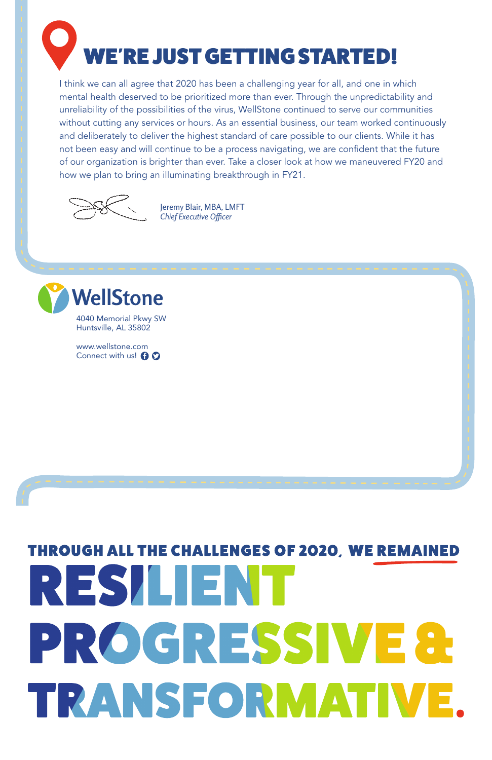# WE'RE JUST GETTING STARTED!

I think we can all agree that 2020 has been a challenging year for all, and one in which mental health deserved to be prioritized more than ever. Through the unpredictability and unreliability of the possibilities of the virus, WellStone continued to serve our communities without cutting any services or hours. As an essential business, our team worked continuously and deliberately to deliver the highest standard of care possible to our clients. While it has not been easy and will continue to be a process navigating, we are confident that the future of our organization is brighter than ever. Take a closer look at how we maneuvered FY20 and how we plan to bring an illuminating breakthrough in FY21.

Jeremy Blair, MBA, LMFT
*Chief Executive Officer*

WellStone

4040 Memorial Pkwy SW
Huntsville, AL 35802

www.wellstone.com
Connect with us!

## THROUGH ALL THE CHALLENGES OF 2020, WE REMAINED

# RESILIENT PROGRESSIVE & TRANSFORMATIVE.